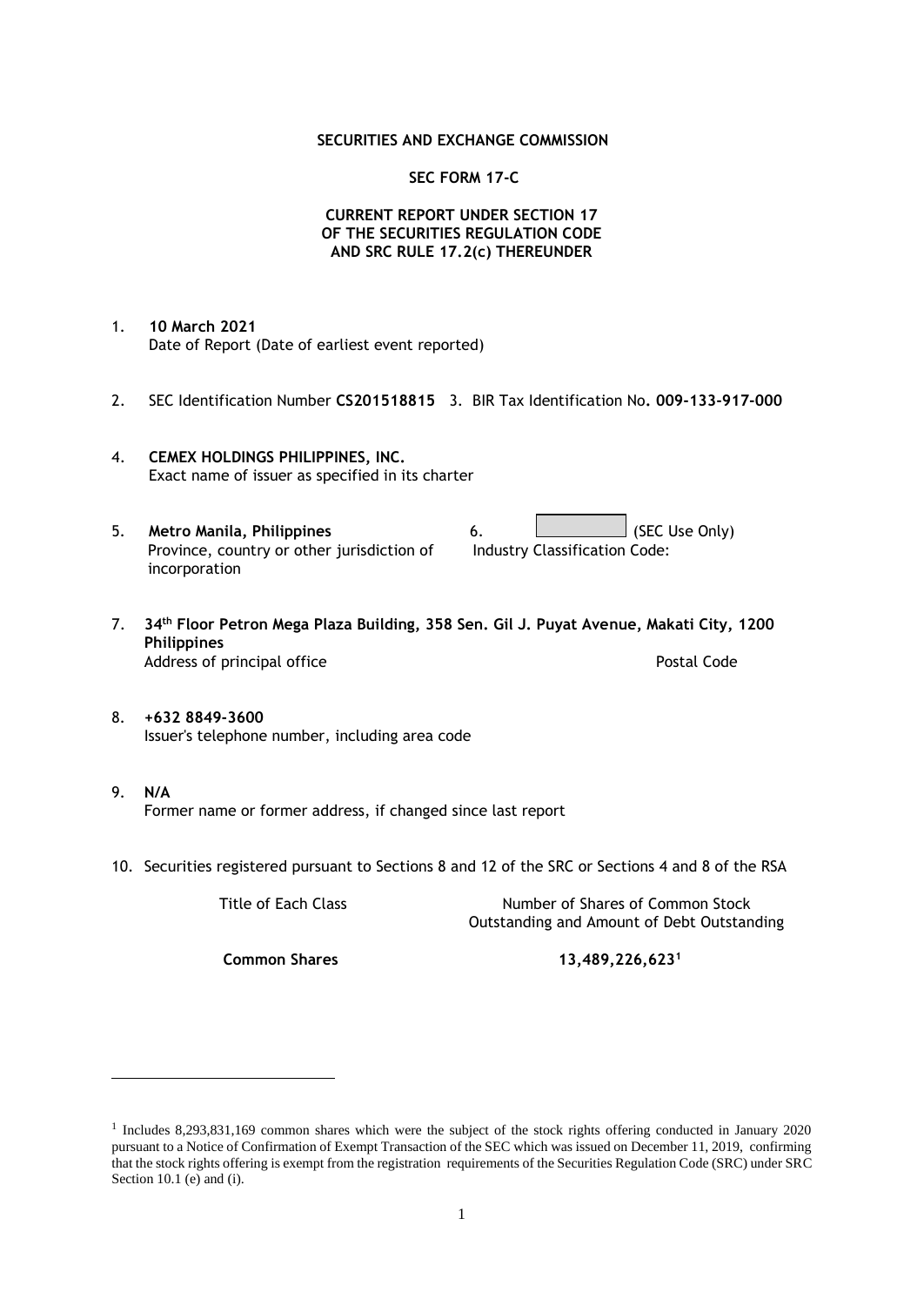**SECURITIES AND EXCHANGE COMMISSION**

**SEC FORM 17-C**

**CURRENT REPORT UNDER SECTION 17
OF THE SECURITIES REGULATION CODE
AND SRC RULE 17.2(c) THEREUNDER**

1. **10 March 2021**
   Date of Report (Date of earliest event reported)

2. SEC Identification Number **CS201518815** 3. BIR Tax Identification No**. 009-133-917-000**

4. **CEMEX HOLDINGS PHILIPPINES, INC.**
   Exact name of issuer as specified in its charter

5. **Metro Manila, Philippines**
   Province, country or other jurisdiction of incorporation

6. (SEC Use Only)
   Industry Classification Code:

7. **34th Floor Petron Mega Plaza Building, 358 Sen. Gil J. Puyat Avenue, Makati City, 1200 Philippines**
   Address of principal office  Postal Code

8. **+632 8849-3600**
   Issuer's telephone number, including area code

9. **N/A**
   Former name or former address, if changed since last report

10. Securities registered pursuant to Sections 8 and 12 of the SRC or Sections 4 and 8 of the RSA

| Title of Each Class | Number of Shares of Common Stock Outstanding and Amount of Debt Outstanding |
|---|---|
| **Common Shares** | **13,489,226,623**[1] |

[1] Includes 8,293,831,169 common shares which were the subject of the stock rights offering conducted in January 2020 pursuant to a Notice of Confirmation of Exempt Transaction of the SEC which was issued on December 11, 2019, confirming that the stock rights offering is exempt from the registration requirements of the Securities Regulation Code (SRC) under SRC Section 10.1 (e) and (i).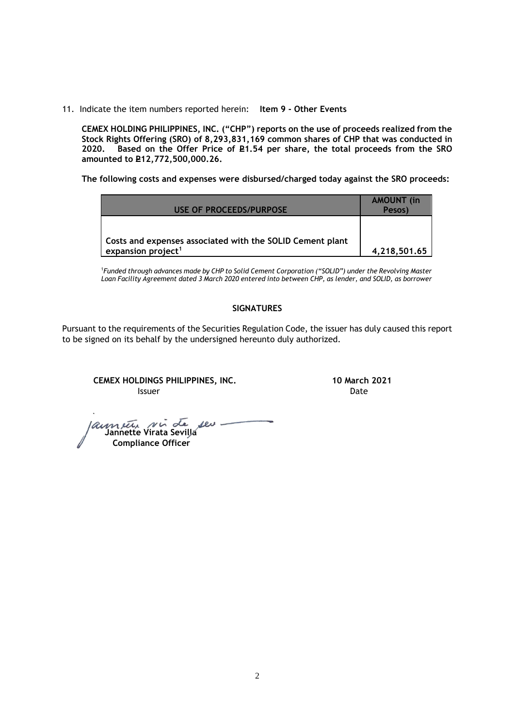11. Indicate the item numbers reported herein: **Item 9 - Other Events**

**CEMEX HOLDING PHILIPPINES, INC. ("CHP") reports on the use of proceeds realized from the Stock Rights Offering (SRO) of 8,293,831,169 common shares of CHP that was conducted in 2020. Based on the Offer Price of ₱1.54 per share, the total proceeds from the SRO amounted to ₱12,772,500,000.26.**

**The following costs and expenses were disbursed/charged today against the SRO proceeds:**

| USE OF PROCEEDS/PURPOSE | AMOUNT (in Pesos) |
|---|---|
| Costs and expenses associated with the SOLID Cement plant expansion project[1] | 4,218,501.65 |

[1]*Funded through advances made by CHP to Solid Cement Corporation ("SOLID") under the Revolving Master Loan Facility Agreement dated 3 March 2020 entered into between CHP, as lender, and SOLID, as borrower*

**SIGNATURES**

Pursuant to the requirements of the Securities Regulation Code, the issuer has duly caused this report to be signed on its behalf by the undersigned hereunto duly authorized.

**CEMEX HOLDINGS PHILIPPINES, INC.**
Issuer

**10 March 2021**
Date

**Jannette Virata Sevilla**
**Compliance Officer**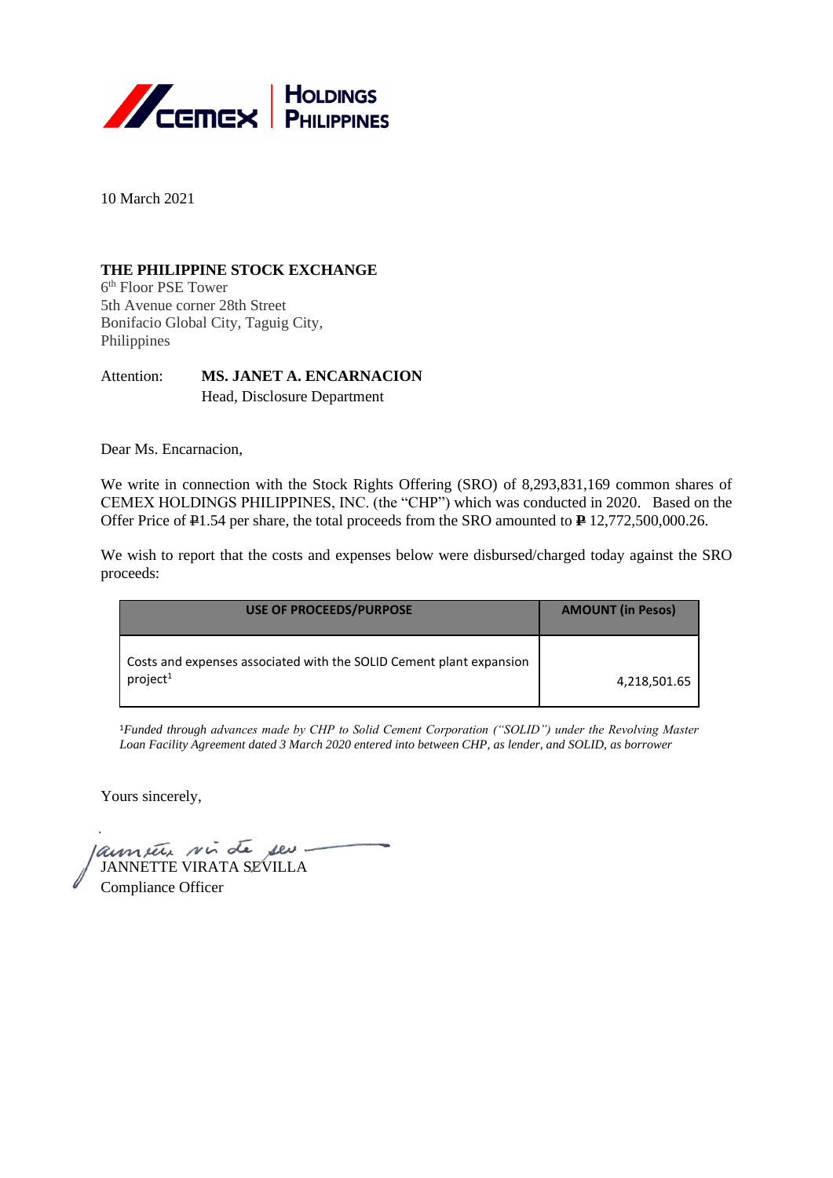**CEMEX | HOLDINGS PHILIPPINES**

10 March 2021

**THE PHILIPPINE STOCK EXCHANGE**
6th Floor PSE Tower
5th Avenue corner 28th Street
Bonifacio Global City, Taguig City,
Philippines

Attention: **MS. JANET A. ENCARNACION**
Head, Disclosure Department

Dear Ms. Encarnacion,

We write in connection with the Stock Rights Offering (SRO) of 8,293,831,169 common shares of CEMEX HOLDINGS PHILIPPINES, INC. (the "CHP") which was conducted in 2020. Based on the Offer Price of ₱1.54 per share, the total proceeds from the SRO amounted to ₱ 12,772,500,000.26.

We wish to report that the costs and expenses below were disbursed/charged today against the SRO proceeds:

| USE OF PROCEEDS/PURPOSE | AMOUNT (in Pesos) |
|---|---|
| Costs and expenses associated with the SOLID Cement plant expansion project[1] | 4,218,501.65 |

[1]*Funded through advances made by CHP to Solid Cement Corporation ("SOLID") under the Revolving Master Loan Facility Agreement dated 3 March 2020 entered into between CHP, as lender, and SOLID, as borrower*

Yours sincerely,

JANNETTE VIRATA SEVILLA
Compliance Officer